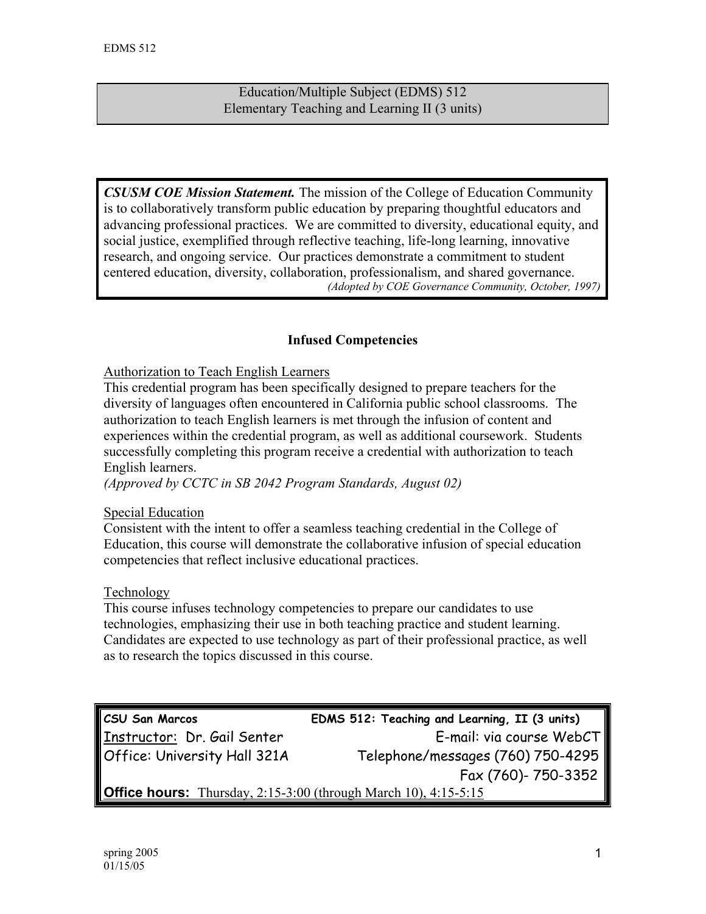# Education/Multiple Subject (EDMS) 512
## Elementary Teaching and Learning II (3 units)

***CSUSM COE Mission Statement.*** The mission of the College of Education Community is to collaboratively transform public education by preparing thoughtful educators and advancing professional practices. We are committed to diversity, educational equity, and social justice, exemplified through reflective teaching, life-long learning, innovative research, and ongoing service. Our practices demonstrate a commitment to student centered education, diversity, collaboration, professionalism, and shared governance.
*(Adopted by COE Governance Community, October, 1997)*

### Infused Competencies

<u>Authorization to Teach English Learners</u>
This credential program has been specifically designed to prepare teachers for the diversity of languages often encountered in California public school classrooms. The authorization to teach English learners is met through the infusion of content and experiences within the credential program, as well as additional coursework. Students successfully completing this program receive a credential with authorization to teach English learners.
*(Approved by CCTC in SB 2042 Program Standards, August 02)*

<u>Special Education</u>
Consistent with the intent to offer a seamless teaching credential in the College of Education, this course will demonstrate the collaborative infusion of special education competencies that reflect inclusive educational practices.

<u>Technology</u>
This course infuses technology competencies to prepare our candidates to use technologies, emphasizing their use in both teaching practice and student learning. Candidates are expected to use technology as part of their professional practice, as well as to research the topics discussed in this course.

| **CSU San Marcos** | **EDMS 512: Teaching and Learning, II (3 units)** |
| --- | --- |
| <u>Instructor:</u> Dr. Gail Senter | E-mail: via course WebCT |
| Office: University Hall 321A | Telephone/messages (760) 750-4295 |
| | Fax (760)- 750-3352 |
| **Office hours:** <u>Thursday, 2:15-3:00 (through March 10), 4:15-5:15</u> | |

spring 2005
01/15/05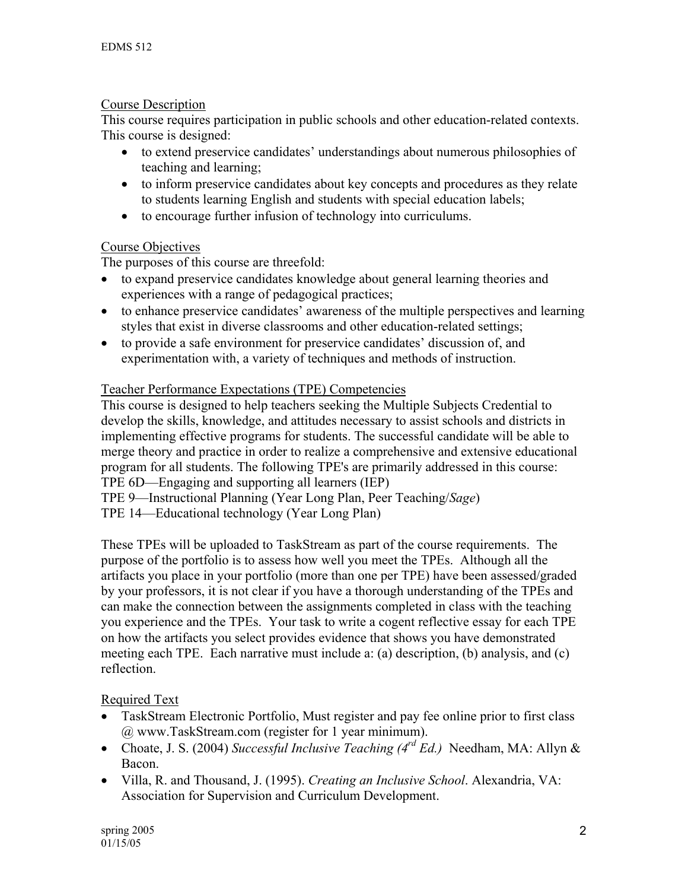## Course Description

This course requires participation in public schools and other education-related contexts. This course is designed:

- to extend preservice candidates' understandings about numerous philosophies of teaching and learning;
- to inform preservice candidates about key concepts and procedures as they relate to students learning English and students with special education labels;
- to encourage further infusion of technology into curriculums.

## Course Objectives

The purposes of this course are threefold:

- to expand preservice candidates knowledge about general learning theories and experiences with a range of pedagogical practices;
- to enhance preservice candidates' awareness of the multiple perspectives and learning styles that exist in diverse classrooms and other education-related settings;
- to provide a safe environment for preservice candidates' discussion of, and experimentation with, a variety of techniques and methods of instruction.

## Teacher Performance Expectations (TPE) Competencies

This course is designed to help teachers seeking the Multiple Subjects Credential to develop the skills, knowledge, and attitudes necessary to assist schools and districts in implementing effective programs for students. The successful candidate will be able to merge theory and practice in order to realize a comprehensive and extensive educational program for all students. The following TPE's are primarily addressed in this course:
TPE 6D—Engaging and supporting all learners (IEP)
TPE 9—Instructional Planning (Year Long Plan, Peer Teaching/*Sage*)
TPE 14—Educational technology (Year Long Plan)

These TPEs will be uploaded to TaskStream as part of the course requirements. The purpose of the portfolio is to assess how well you meet the TPEs. Although all the artifacts you place in your portfolio (more than one per TPE) have been assessed/graded by your professors, it is not clear if you have a thorough understanding of the TPEs and can make the connection between the assignments completed in class with the teaching you experience and the TPEs. Your task to write a cogent reflective essay for each TPE on how the artifacts you select provides evidence that shows you have demonstrated meeting each TPE. Each narrative must include a: (a) description, (b) analysis, and (c) reflection.

## Required Text

- TaskStream Electronic Portfolio, Must register and pay fee online prior to first class @ www.TaskStream.com (register for 1 year minimum).
- Choate, J. S. (2004) *Successful Inclusive Teaching (4rd Ed.)* Needham, MA: Allyn & Bacon.
- Villa, R. and Thousand, J. (1995). *Creating an Inclusive School*. Alexandria, VA: Association for Supervision and Curriculum Development.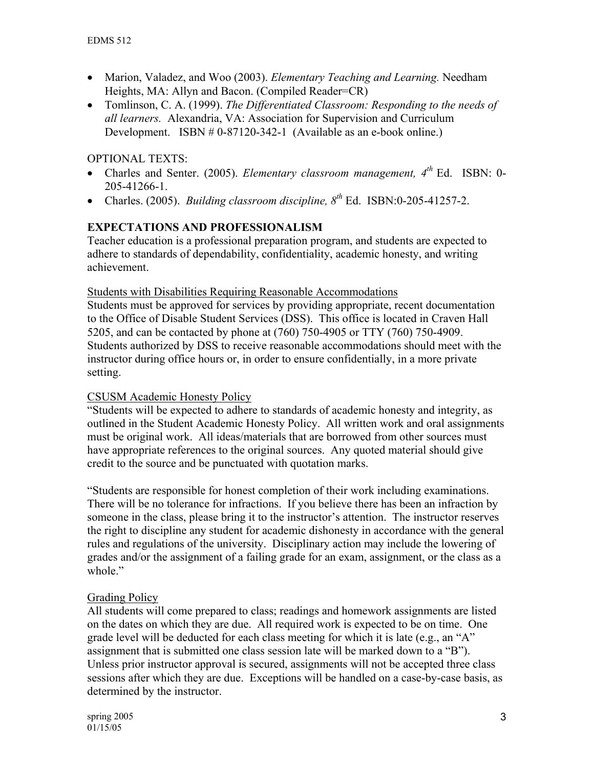- Marion, Valadez, and Woo (2003). *Elementary Teaching and Learning.* Needham Heights, MA: Allyn and Bacon. (Compiled Reader=CR)
- Tomlinson, C. A. (1999). *The Differentiated Classroom: Responding to the needs of all learners.* Alexandria, VA: Association for Supervision and Curriculum Development. ISBN # 0-87120-342-1 (Available as an e-book online.)

OPTIONAL TEXTS:

- Charles and Senter. (2005). *Elementary classroom management, 4th* Ed. ISBN: 0-205-41266-1.
- Charles. (2005). *Building classroom discipline, 8th* Ed. ISBN:0-205-41257-2.

## EXPECTATIONS AND PROFESSIONALISM

Teacher education is a professional preparation program, and students are expected to adhere to standards of dependability, confidentiality, academic honesty, and writing achievement.

### Students with Disabilities Requiring Reasonable Accommodations

Students must be approved for services by providing appropriate, recent documentation to the Office of Disable Student Services (DSS). This office is located in Craven Hall 5205, and can be contacted by phone at (760) 750-4905 or TTY (760) 750-4909. Students authorized by DSS to receive reasonable accommodations should meet with the instructor during office hours or, in order to ensure confidentially, in a more private setting.

### CSUSM Academic Honesty Policy

"Students will be expected to adhere to standards of academic honesty and integrity, as outlined in the Student Academic Honesty Policy. All written work and oral assignments must be original work. All ideas/materials that are borrowed from other sources must have appropriate references to the original sources. Any quoted material should give credit to the source and be punctuated with quotation marks.

"Students are responsible for honest completion of their work including examinations. There will be no tolerance for infractions. If you believe there has been an infraction by someone in the class, please bring it to the instructor's attention. The instructor reserves the right to discipline any student for academic dishonesty in accordance with the general rules and regulations of the university. Disciplinary action may include the lowering of grades and/or the assignment of a failing grade for an exam, assignment, or the class as a whole."

### Grading Policy

All students will come prepared to class; readings and homework assignments are listed on the dates on which they are due. All required work is expected to be on time. One grade level will be deducted for each class meeting for which it is late (e.g., an "A" assignment that is submitted one class session late will be marked down to a "B"). Unless prior instructor approval is secured, assignments will not be accepted three class sessions after which they are due. Exceptions will be handled on a case-by-case basis, as determined by the instructor.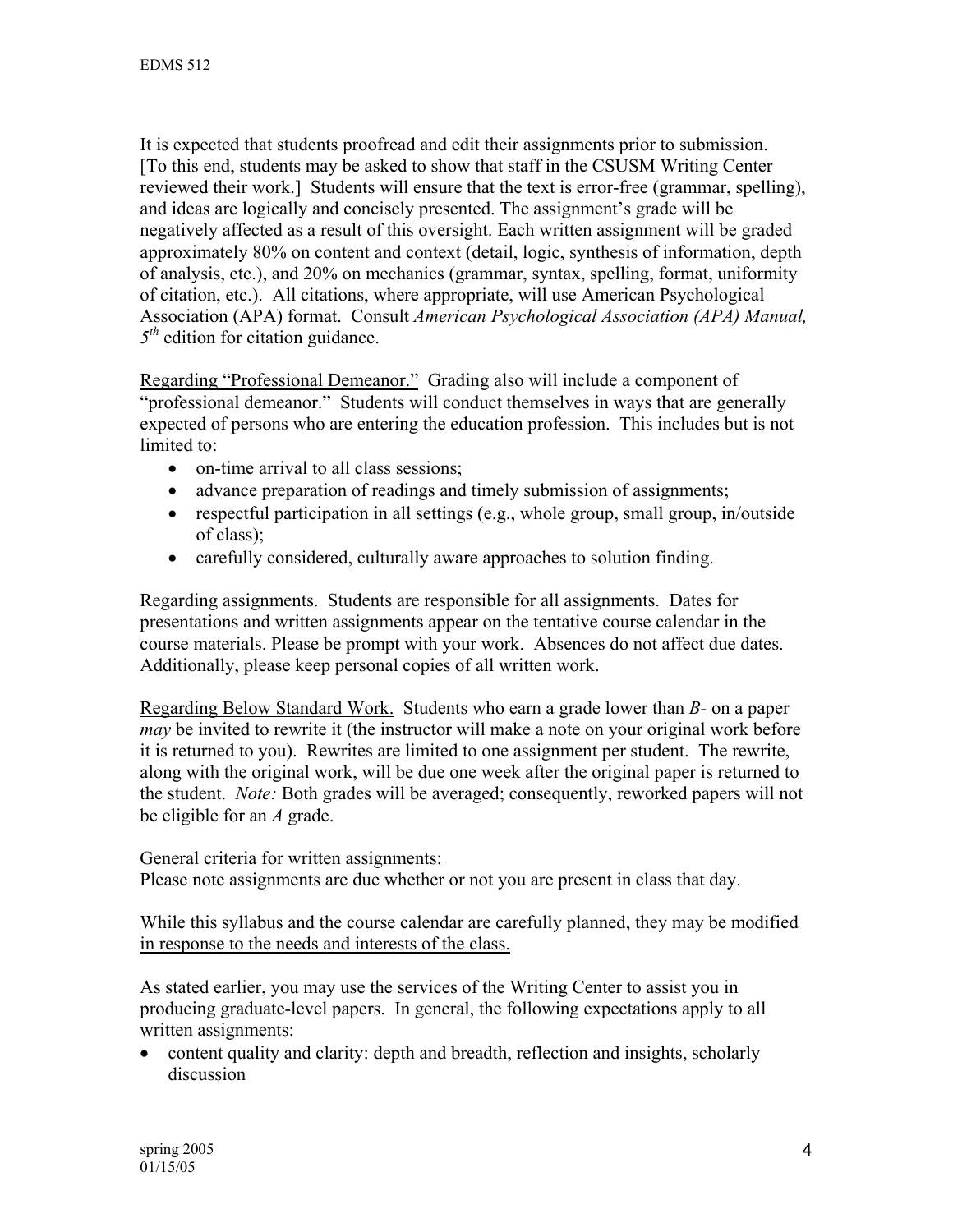It is expected that students proofread and edit their assignments prior to submission. [To this end, students may be asked to show that staff in the CSUSM Writing Center reviewed their work.] Students will ensure that the text is error-free (grammar, spelling), and ideas are logically and concisely presented. The assignment's grade will be negatively affected as a result of this oversight. Each written assignment will be graded approximately 80% on content and context (detail, logic, synthesis of information, depth of analysis, etc.), and 20% on mechanics (grammar, syntax, spelling, format, uniformity of citation, etc.). All citations, where appropriate, will use American Psychological Association (APA) format. Consult *American Psychological Association (APA) Manual, 5th* edition for citation guidance.

Regarding "Professional Demeanor." Grading also will include a component of "professional demeanor." Students will conduct themselves in ways that are generally expected of persons who are entering the education profession. This includes but is not limited to:

- on-time arrival to all class sessions;
- advance preparation of readings and timely submission of assignments;
- respectful participation in all settings (e.g., whole group, small group, in/outside of class);
- carefully considered, culturally aware approaches to solution finding.

Regarding assignments. Students are responsible for all assignments. Dates for presentations and written assignments appear on the tentative course calendar in the course materials. Please be prompt with your work. Absences do not affect due dates. Additionally, please keep personal copies of all written work.

Regarding Below Standard Work. Students who earn a grade lower than *B-* on a paper *may* be invited to rewrite it (the instructor will make a note on your original work before it is returned to you). Rewrites are limited to one assignment per student. The rewrite, along with the original work, will be due one week after the original paper is returned to the student. *Note:* Both grades will be averaged; consequently, reworked papers will not be eligible for an *A* grade.

General criteria for written assignments:
Please note assignments are due whether or not you are present in class that day.

While this syllabus and the course calendar are carefully planned, they may be modified in response to the needs and interests of the class.

As stated earlier, you may use the services of the Writing Center to assist you in producing graduate-level papers. In general, the following expectations apply to all written assignments:

- content quality and clarity: depth and breadth, reflection and insights, scholarly discussion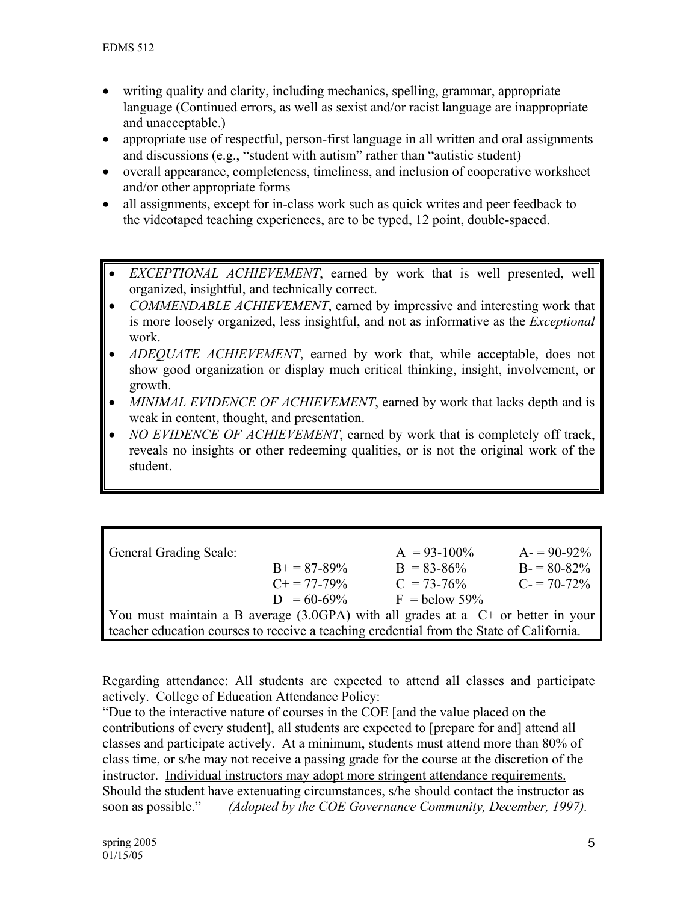- writing quality and clarity, including mechanics, spelling, grammar, appropriate language (Continued errors, as well as sexist and/or racist language are inappropriate and unacceptable.)
- appropriate use of respectful, person-first language in all written and oral assignments and discussions (e.g., "student with autism" rather than "autistic student)
- overall appearance, completeness, timeliness, and inclusion of cooperative worksheet and/or other appropriate forms
- all assignments, except for in-class work such as quick writes and peer feedback to the videotaped teaching experiences, are to be typed, 12 point, double-spaced.

- *EXCEPTIONAL ACHIEVEMENT*, earned by work that is well presented, well organized, insightful, and technically correct.
- *COMMENDABLE ACHIEVEMENT*, earned by impressive and interesting work that is more loosely organized, less insightful, and not as informative as the *Exceptional* work.
- *ADEQUATE ACHIEVEMENT*, earned by work that, while acceptable, does not show good organization or display much critical thinking, insight, involvement, or growth.
- *MINIMAL EVIDENCE OF ACHIEVEMENT*, earned by work that lacks depth and is weak in content, thought, and presentation.
- *NO EVIDENCE OF ACHIEVEMENT*, earned by work that is completely off track, reveals no insights or other redeeming qualities, or is not the original work of the student.

| General Grading Scale: | | | |
|---|---|---|---|
| | | A = 93-100% | A- = 90-92% |
| | B+ = 87-89% | B = 83-86% | B- = 80-82% |
| | C+ = 77-79% | C = 73-76% | C- = 70-72% |
| | D = 60-69% | F = below 59% | |

You must maintain a B average (3.0GPA) with all grades at a C+ or better in your teacher education courses to receive a teaching credential from the State of California.

Regarding attendance: All students are expected to attend all classes and participate actively. College of Education Attendance Policy:
"Due to the interactive nature of courses in the COE [and the value placed on the contributions of every student], all students are expected to [prepare for and] attend all classes and participate actively. At a minimum, students must attend more than 80% of class time, or s/he may not receive a passing grade for the course at the discretion of the instructor. Individual instructors may adopt more stringent attendance requirements. Should the student have extenuating circumstances, s/he should contact the instructor as soon as possible." *(Adopted by the COE Governance Community, December, 1997).*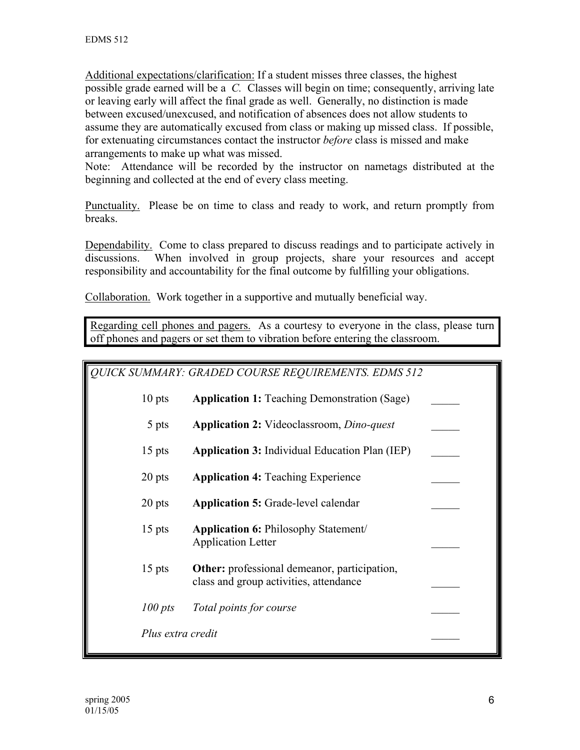Additional expectations/clarification: If a student misses three classes, the highest possible grade earned will be a *C.* Classes will begin on time; consequently, arriving late or leaving early will affect the final grade as well. Generally, no distinction is made between excused/unexcused, and notification of absences does not allow students to assume they are automatically excused from class or making up missed class. If possible, for extenuating circumstances contact the instructor *before* class is missed and make arrangements to make up what was missed.
Note: Attendance will be recorded by the instructor on nametags distributed at the beginning and collected at the end of every class meeting.

Punctuality. Please be on time to class and ready to work, and return promptly from breaks.

Dependability. Come to class prepared to discuss readings and to participate actively in discussions. When involved in group projects, share your resources and accept responsibility and accountability for the final outcome by fulfilling your obligations.

Collaboration. Work together in a supportive and mutually beneficial way.

Regarding cell phones and pagers. As a courtesy to everyone in the class, please turn off phones and pagers or set them to vibration before entering the classroom.

*QUICK SUMMARY: GRADED COURSE REQUIREMENTS. EDMS 512*

| Points | Requirement | Score |
|---|---|---|
| 10 pts | **Application 1:** Teaching Demonstration (Sage) | _____ |
| 5 pts | **Application 2:** Videoclassroom, *Dino-quest* | _____ |
| 15 pts | **Application 3:** Individual Education Plan (IEP) | _____ |
| 20 pts | **Application 4:** Teaching Experience | _____ |
| 20 pts | **Application 5:** Grade-level calendar | _____ |
| 15 pts | **Application 6:** Philosophy Statement/ Application Letter | _____ |
| 15 pts | **Other:** professional demeanor, participation, class and group activities, attendance | _____ |
| *100 pts* | *Total points for course* | _____ |
| *Plus extra credit* | | _____ |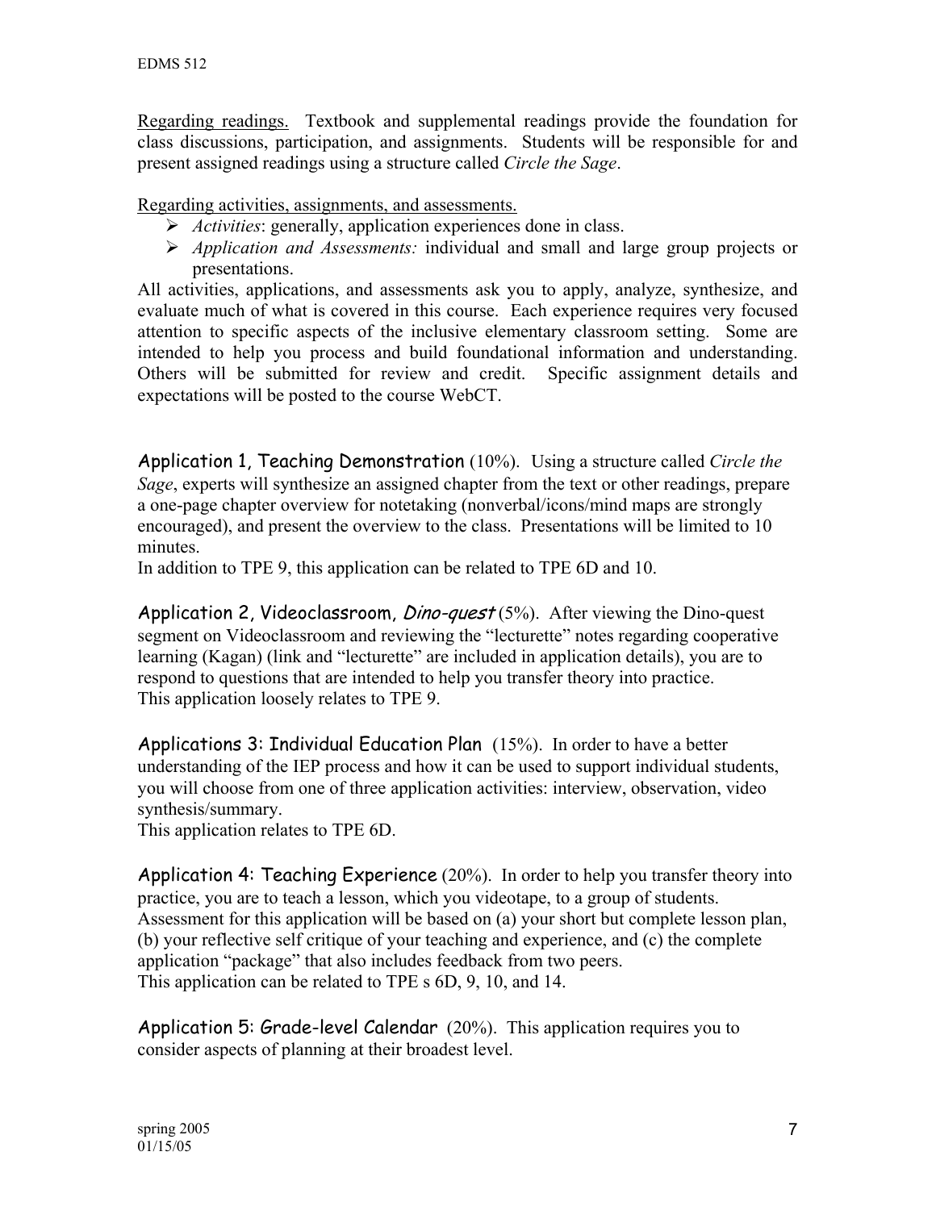Regarding readings. Textbook and supplemental readings provide the foundation for class discussions, participation, and assignments. Students will be responsible for and present assigned readings using a structure called *Circle the Sage*.

Regarding activities, assignments, and assessments.

- *Activities*: generally, application experiences done in class.
- *Application and Assessments:* individual and small and large group projects or presentations.

All activities, applications, and assessments ask you to apply, analyze, synthesize, and evaluate much of what is covered in this course. Each experience requires very focused attention to specific aspects of the inclusive elementary classroom setting. Some are intended to help you process and build foundational information and understanding. Others will be submitted for review and credit. Specific assignment details and expectations will be posted to the course WebCT.

Application 1, Teaching Demonstration (10%). Using a structure called *Circle the Sage*, experts will synthesize an assigned chapter from the text or other readings, prepare a one-page chapter overview for notetaking (nonverbal/icons/mind maps are strongly encouraged), and present the overview to the class. Presentations will be limited to 10 minutes.
In addition to TPE 9, this application can be related to TPE 6D and 10.

Application 2, Videoclassroom, *Dino-quest* (5%). After viewing the Dino-quest segment on Videoclassroom and reviewing the "lecturette" notes regarding cooperative learning (Kagan) (link and "lecturette" are included in application details), you are to respond to questions that are intended to help you transfer theory into practice.
This application loosely relates to TPE 9.

Applications 3: Individual Education Plan (15%). In order to have a better understanding of the IEP process and how it can be used to support individual students, you will choose from one of three application activities: interview, observation, video synthesis/summary.
This application relates to TPE 6D.

Application 4: Teaching Experience (20%). In order to help you transfer theory into practice, you are to teach a lesson, which you videotape, to a group of students. Assessment for this application will be based on (a) your short but complete lesson plan, (b) your reflective self critique of your teaching and experience, and (c) the complete application "package" that also includes feedback from two peers.
This application can be related to TPE s 6D, 9, 10, and 14.

Application 5: Grade-level Calendar (20%). This application requires you to consider aspects of planning at their broadest level.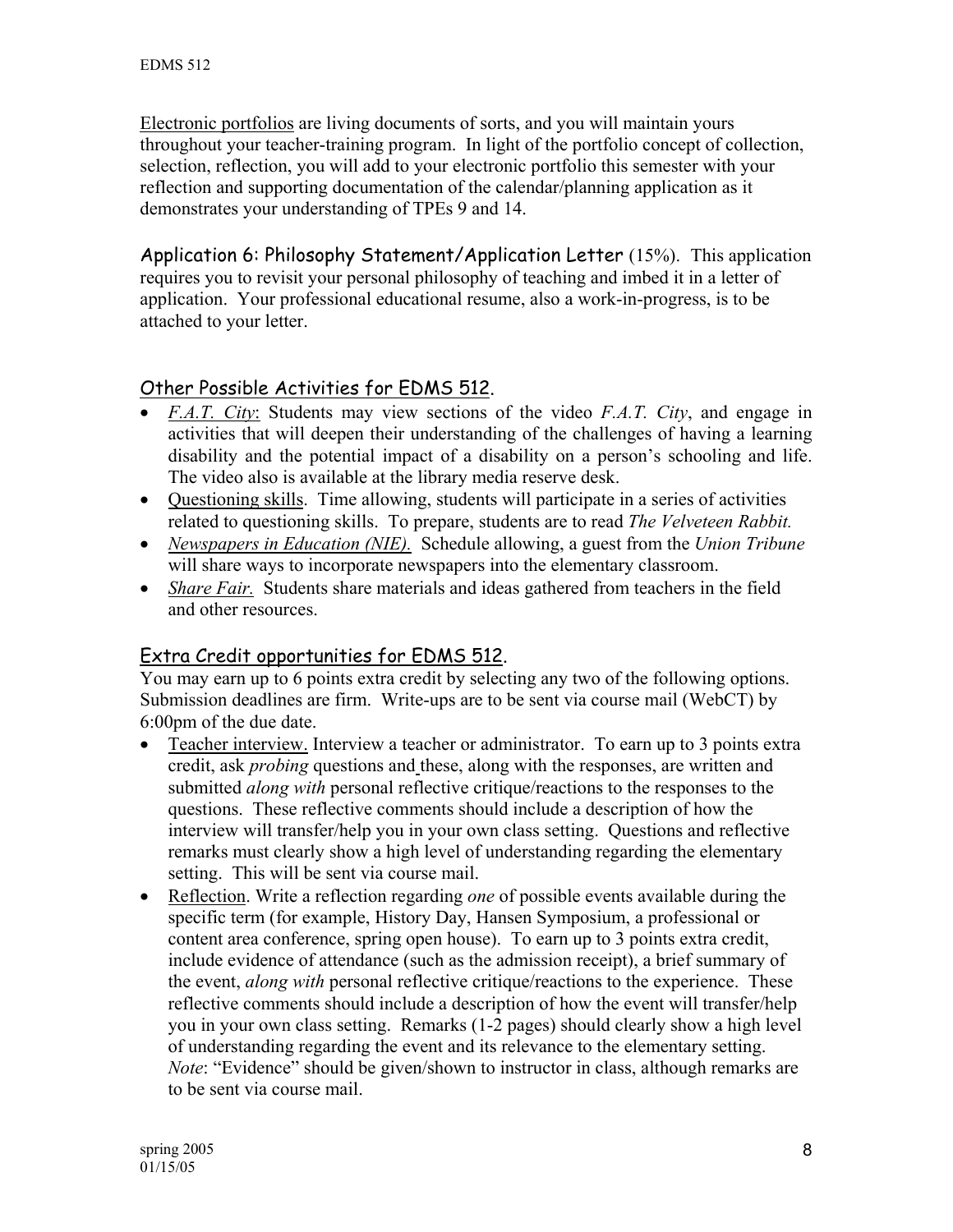Electronic portfolios are living documents of sorts, and you will maintain yours throughout your teacher-training program. In light of the portfolio concept of collection, selection, reflection, you will add to your electronic portfolio this semester with your reflection and supporting documentation of the calendar/planning application as it demonstrates your understanding of TPEs 9 and 14.

Application 6: Philosophy Statement/Application Letter (15%). This application requires you to revisit your personal philosophy of teaching and imbed it in a letter of application. Your professional educational resume, also a work-in-progress, is to be attached to your letter.

## Other Possible Activities for EDMS 512.

- *F.A.T. City*: Students may view sections of the video *F.A.T. City*, and engage in activities that will deepen their understanding of the challenges of having a learning disability and the potential impact of a disability on a person's schooling and life. The video also is available at the library media reserve desk.
- Questioning skills. Time allowing, students will participate in a series of activities related to questioning skills. To prepare, students are to read *The Velveteen Rabbit.*
- *Newspapers in Education (NIE).* Schedule allowing, a guest from the *Union Tribune* will share ways to incorporate newspapers into the elementary classroom.
- *Share Fair.* Students share materials and ideas gathered from teachers in the field and other resources.

## Extra Credit opportunities for EDMS 512.

You may earn up to 6 points extra credit by selecting any two of the following options. Submission deadlines are firm. Write-ups are to be sent via course mail (WebCT) by 6:00pm of the due date.

- Teacher interview. Interview a teacher or administrator. To earn up to 3 points extra credit, ask *probing* questions and these, along with the responses, are written and submitted *along with* personal reflective critique/reactions to the responses to the questions. These reflective comments should include a description of how the interview will transfer/help you in your own class setting. Questions and reflective remarks must clearly show a high level of understanding regarding the elementary setting. This will be sent via course mail.
- Reflection. Write a reflection regarding *one* of possible events available during the specific term (for example, History Day, Hansen Symposium, a professional or content area conference, spring open house). To earn up to 3 points extra credit, include evidence of attendance (such as the admission receipt), a brief summary of the event, *along with* personal reflective critique/reactions to the experience. These reflective comments should include a description of how the event will transfer/help you in your own class setting. Remarks (1-2 pages) should clearly show a high level of understanding regarding the event and its relevance to the elementary setting. *Note*: "Evidence" should be given/shown to instructor in class, although remarks are to be sent via course mail.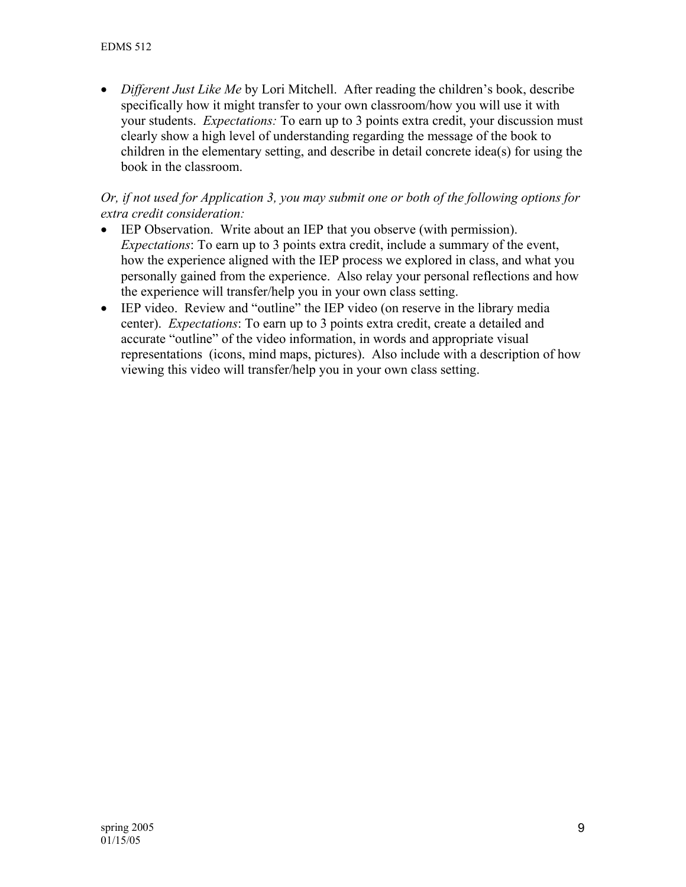- *Different Just Like Me* by Lori Mitchell. After reading the children's book, describe specifically how it might transfer to your own classroom/how you will use it with your students. *Expectations:* To earn up to 3 points extra credit, your discussion must clearly show a high level of understanding regarding the message of the book to children in the elementary setting, and describe in detail concrete idea(s) for using the book in the classroom.

*Or, if not used for Application 3, you may submit one or both of the following options for extra credit consideration:*

- IEP Observation. Write about an IEP that you observe (with permission). *Expectations*: To earn up to 3 points extra credit, include a summary of the event, how the experience aligned with the IEP process we explored in class, and what you personally gained from the experience. Also relay your personal reflections and how the experience will transfer/help you in your own class setting.
- IEP video. Review and "outline" the IEP video (on reserve in the library media center). *Expectations*: To earn up to 3 points extra credit, create a detailed and accurate "outline" of the video information, in words and appropriate visual representations (icons, mind maps, pictures). Also include with a description of how viewing this video will transfer/help you in your own class setting.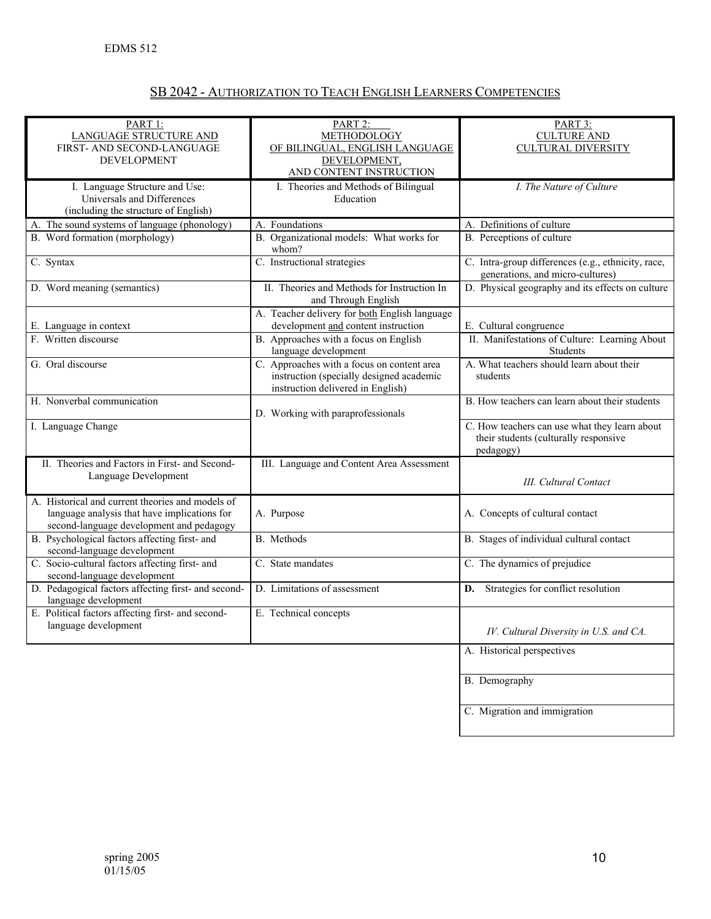## SB 2042 - AUTHORIZATION TO TEACH ENGLISH LEARNERS COMPETENCIES

| PART 1: LANGUAGE STRUCTURE AND FIRST- AND SECOND-LANGUAGE DEVELOPMENT | PART 2: METHODOLOGY OF BILINGUAL, ENGLISH LANGUAGE DEVELOPMENT, AND CONTENT INSTRUCTION | PART 3: CULTURE AND CULTURAL DIVERSITY |
|---|---|---|
| I. Language Structure and Use: Universals and Differences (including the structure of English) | I. Theories and Methods of Bilingual Education | *I. The Nature of Culture* |
| A. The sound systems of language (phonology) | A. Foundations | A. Definitions of culture |
| B. Word formation (morphology) | B. Organizational models: What works for whom? | B. Perceptions of culture |
| C. Syntax | C. Instructional strategies | C. Intra-group differences (e.g., ethnicity, race, generations, and micro-cultures) |
| D. Word meaning (semantics) | II. Theories and Methods for Instruction In and Through English | D. Physical geography and its effects on culture |
| E. Language in context | A. Teacher delivery for both English language development and content instruction | E. Cultural congruence |
| F. Written discourse | B. Approaches with a focus on English language development | II. Manifestations of Culture: Learning About Students |
| G. Oral discourse | C. Approaches with a focus on content area instruction (specially designed academic instruction delivered in English) | A. What teachers should learn about their students |
| H. Nonverbal communication | D. Working with paraprofessionals | B. How teachers can learn about their students |
| I. Language Change | | C. How teachers can use what they learn about their students (culturally responsive pedagogy) |
| II. Theories and Factors in First- and Second-Language Development | III. Language and Content Area Assessment | *III. Cultural Contact* |
| A. Historical and current theories and models of language analysis that have implications for second-language development and pedagogy | A. Purpose | A. Concepts of cultural contact |
| B. Psychological factors affecting first- and second-language development | B. Methods | B. Stages of individual cultural contact |
| C. Socio-cultural factors affecting first- and second-language development | C. State mandates | C. The dynamics of prejudice |
| D. Pedagogical factors affecting first- and second-language development | D. Limitations of assessment | **D.** Strategies for conflict resolution |
| E. Political factors affecting first- and second-language development | E. Technical concepts | *IV. Cultural Diversity in U.S. and CA.* |
| | | A. Historical perspectives |
| | | B. Demography |
| | | C. Migration and immigration |

spring 2005
01/15/05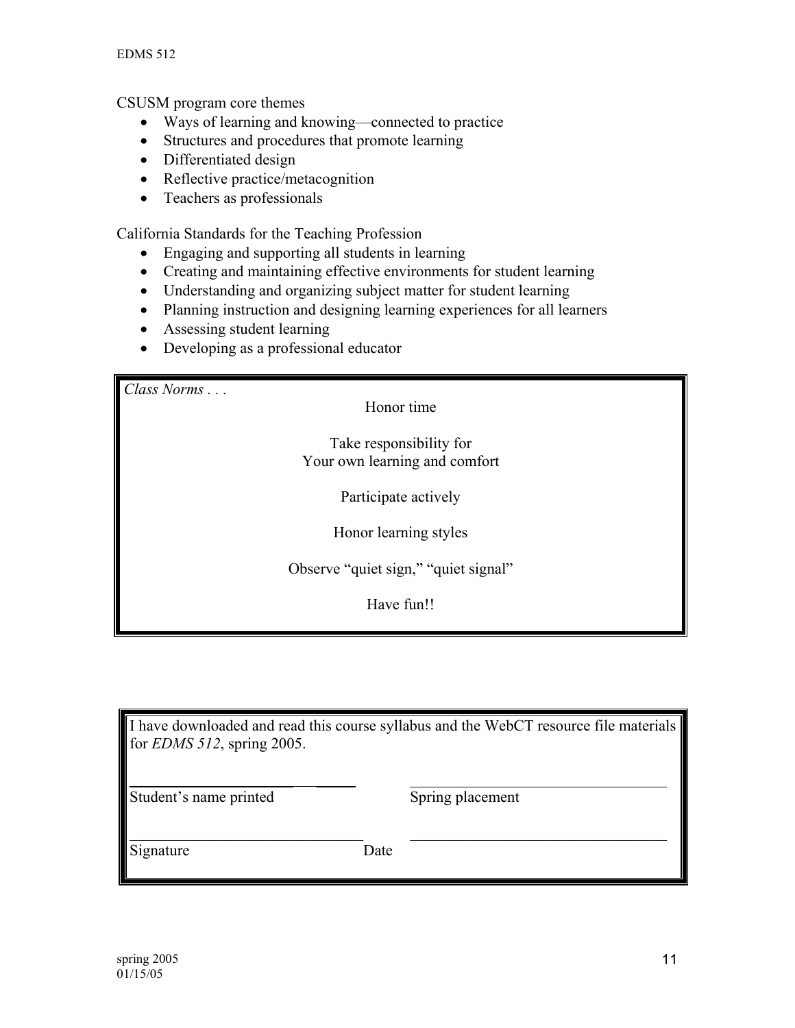CSUSM program core themes

- Ways of learning and knowing—connected to practice
- Structures and procedures that promote learning
- Differentiated design
- Reflective practice/metacognition
- Teachers as professionals

California Standards for the Teaching Profession

- Engaging and supporting all students in learning
- Creating and maintaining effective environments for student learning
- Understanding and organizing subject matter for student learning
- Planning instruction and designing learning experiences for all learners
- Assessing student learning
- Developing as a professional educator

*Class Norms . . .*

Honor time

Take responsibility for
Your own learning and comfort

Participate actively

Honor learning styles

Observe "quiet sign," "quiet signal"

Have fun!!

I have downloaded and read this course syllabus and the WebCT resource file materials for *EDMS 512*, spring 2005.

______________________________ ______________________________
Student's name printed Spring placement

______________________________ ______________________________
Signature Date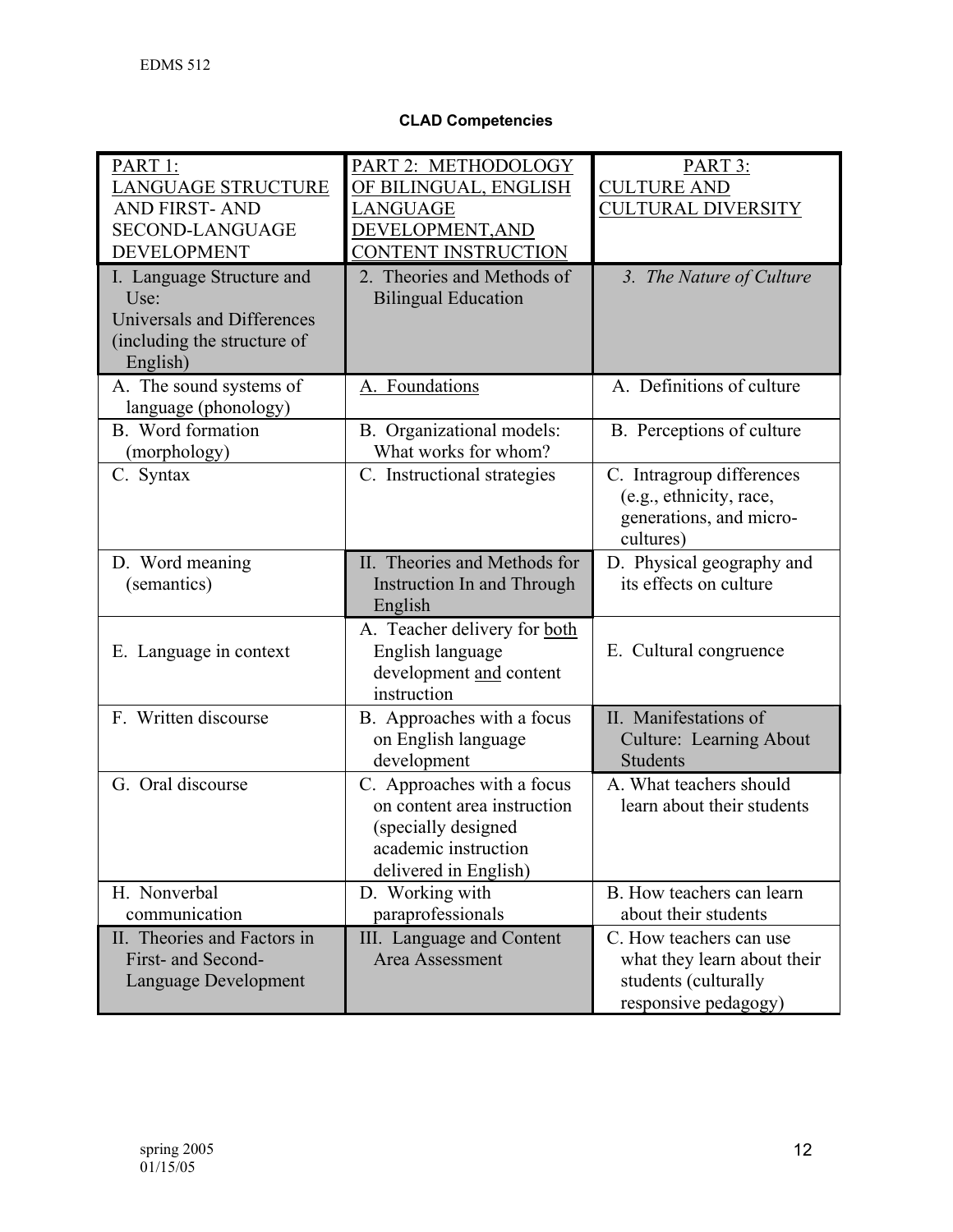**CLAD Competencies**

| PART 1: LANGUAGE STRUCTURE AND FIRST- AND SECOND-LANGUAGE DEVELOPMENT | PART 2: METHODOLOGY OF BILINGUAL, ENGLISH LANGUAGE DEVELOPMENT,AND CONTENT INSTRUCTION | PART 3: CULTURE AND CULTURAL DIVERSITY |
|---|---|---|
| I. Language Structure and Use: Universals and Differences (including the structure of English) | 2. Theories and Methods of Bilingual Education | *3. The Nature of Culture* |
| A. The sound systems of language (phonology) | A. Foundations | A. Definitions of culture |
| B. Word formation (morphology) | B. Organizational models: What works for whom? | B. Perceptions of culture |
| C. Syntax | C. Instructional strategies | C. Intragroup differences (e.g., ethnicity, race, generations, and micro-cultures) |
| D. Word meaning (semantics) | II. Theories and Methods for Instruction In and Through English | D. Physical geography and its effects on culture |
| E. Language in context | A. Teacher delivery for both English language development and content instruction | E. Cultural congruence |
| F. Written discourse | B. Approaches with a focus on English language development | II. Manifestations of Culture: Learning About Students |
| G. Oral discourse | C. Approaches with a focus on content area instruction (specially designed academic instruction delivered in English) | A. What teachers should learn about their students |
| H. Nonverbal communication | D. Working with paraprofessionals | B. How teachers can learn about their students |
| II. Theories and Factors in First- and Second-Language Development | III. Language and Content Area Assessment | C. How teachers can use what they learn about their students (culturally responsive pedagogy) |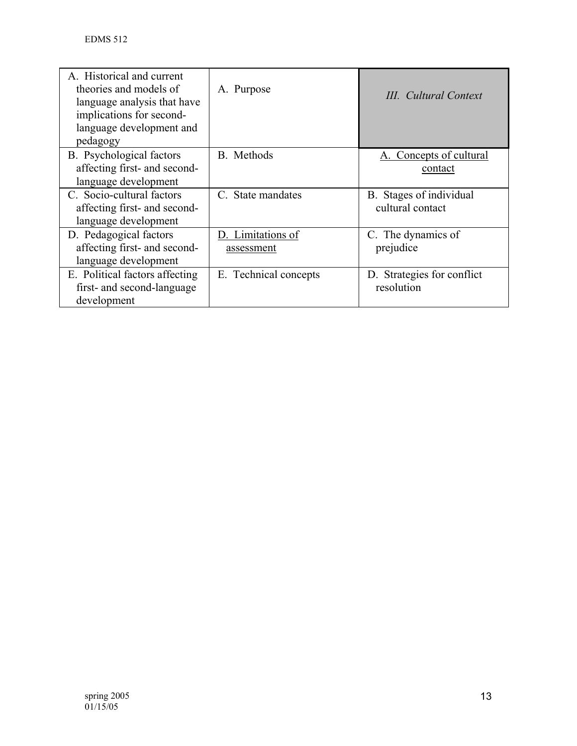| | | |
|---|---|---|
| A. Historical and current theories and models of language analysis that have implications for second-language development and pedagogy | A. Purpose | *III. Cultural Context* |
| B. Psychological factors affecting first- and second-language development | B. Methods | <u>A. Concepts of cultural contact</u> |
| C. Socio-cultural factors affecting first- and second-language development | C. State mandates | B. Stages of individual cultural contact |
| D. Pedagogical factors affecting first- and second-language development | <u>D. Limitations of assessment</u> | C. The dynamics of prejudice |
| E. Political factors affecting first- and second-language development | E. Technical concepts | D. Strategies for conflict resolution |